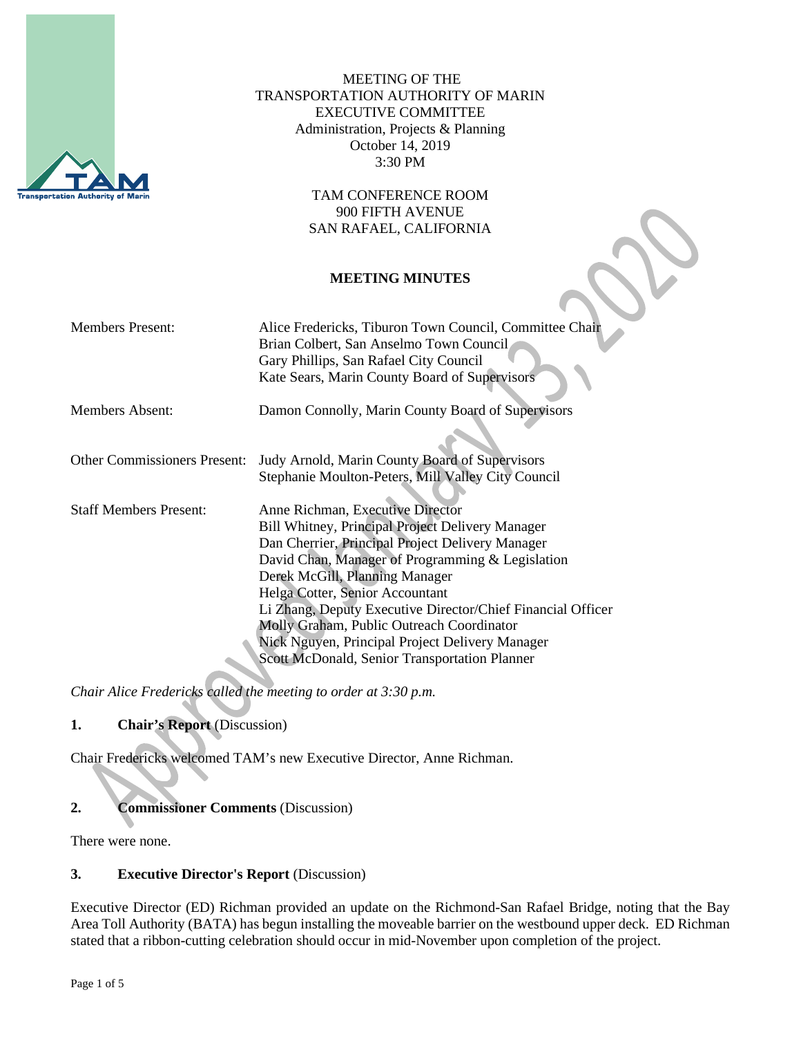MEETING OF THE
TRANSPORTATION AUTHORITY OF MARIN
EXECUTIVE COMMITTEE
Administration, Projects & Planning
October 14, 2019
3:30 PM

TAM CONFERENCE ROOM
900 FIFTH AVENUE
SAN RAFAEL, CALIFORNIA

Approved January 13, 2020

**MEETING MINUTES**

| | |
|---|---|
| Members Present: | Alice Fredericks, Tiburon Town Council, Committee Chair<br>Brian Colbert, San Anselmo Town Council<br>Gary Phillips, San Rafael City Council<br>Kate Sears, Marin County Board of Supervisors |
| Members Absent: | Damon Connolly, Marin County Board of Supervisors |
| Other Commissioners Present: | Judy Arnold, Marin County Board of Supervisors<br>Stephanie Moulton-Peters, Mill Valley City Council |
| Staff Members Present: | Anne Richman, Executive Director<br>Bill Whitney, Principal Project Delivery Manager<br>Dan Cherrier, Principal Project Delivery Manager<br>David Chan, Manager of Programming & Legislation<br>Derek McGill, Planning Manager<br>Helga Cotter, Senior Accountant<br>Li Zhang, Deputy Executive Director/Chief Financial Officer<br>Molly Graham, Public Outreach Coordinator<br>Nick Nguyen, Principal Project Delivery Manager<br>Scott McDonald, Senior Transportation Planner |

*Chair Alice Fredericks called the meeting to order at 3:30 p.m.*

**1. Chair's Report** (Discussion)

Chair Fredericks welcomed TAM's new Executive Director, Anne Richman.

**2. Commissioner Comments** (Discussion)

There were none.

**3. Executive Director's Report** (Discussion)

Executive Director (ED) Richman provided an update on the Richmond-San Rafael Bridge, noting that the Bay Area Toll Authority (BATA) has begun installing the moveable barrier on the westbound upper deck. ED Richman stated that a ribbon-cutting celebration should occur in mid-November upon completion of the project.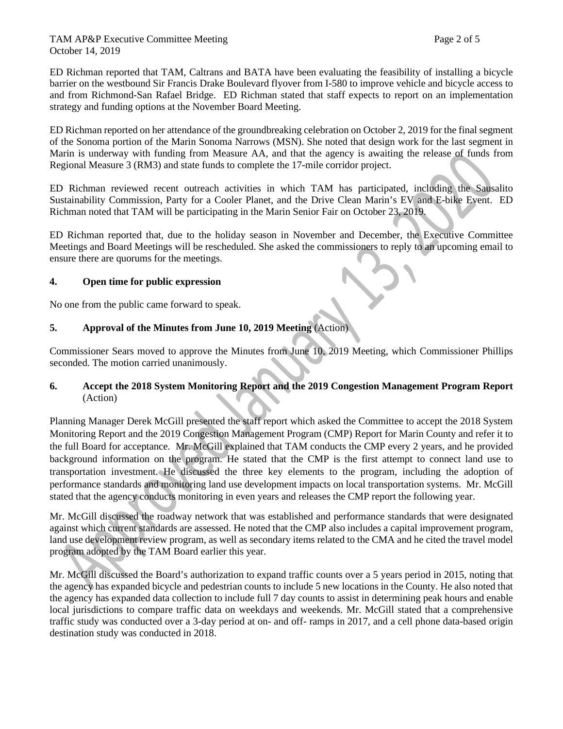ED Richman reported that TAM, Caltrans and BATA have been evaluating the feasibility of installing a bicycle barrier on the westbound Sir Francis Drake Boulevard flyover from I-580 to improve vehicle and bicycle access to and from Richmond-San Rafael Bridge. ED Richman stated that staff expects to report on an implementation strategy and funding options at the November Board Meeting.

ED Richman reported on her attendance of the groundbreaking celebration on October 2, 2019 for the final segment of the Sonoma portion of the Marin Sonoma Narrows (MSN). She noted that design work for the last segment in Marin is underway with funding from Measure AA, and that the agency is awaiting the release of funds from Regional Measure 3 (RM3) and state funds to complete the 17-mile corridor project.

ED Richman reviewed recent outreach activities in which TAM has participated, including the Sausalito Sustainability Commission, Party for a Cooler Planet, and the Drive Clean Marin's EV and E-bike Event. ED Richman noted that TAM will be participating in the Marin Senior Fair on October 23, 2019.

ED Richman reported that, due to the holiday season in November and December, the Executive Committee Meetings and Board Meetings will be rescheduled. She asked the commissioners to reply to an upcoming email to ensure there are quorums for the meetings.

**4. Open time for public expression**

No one from the public came forward to speak.

**5. Approval of the Minutes from June 10, 2019 Meeting** (Action)

Commissioner Sears moved to approve the Minutes from June 10, 2019 Meeting, which Commissioner Phillips seconded. The motion carried unanimously.

**6. Accept the 2018 System Monitoring Report and the 2019 Congestion Management Program Report** (Action)

Planning Manager Derek McGill presented the staff report which asked the Committee to accept the 2018 System Monitoring Report and the 2019 Congestion Management Program (CMP) Report for Marin County and refer it to the full Board for acceptance. Mr. McGill explained that TAM conducts the CMP every 2 years, and he provided background information on the program. He stated that the CMP is the first attempt to connect land use to transportation investment. He discussed the three key elements to the program, including the adoption of performance standards and monitoring land use development impacts on local transportation systems. Mr. McGill stated that the agency conducts monitoring in even years and releases the CMP report the following year.

Mr. McGill discussed the roadway network that was established and performance standards that were designated against which current standards are assessed. He noted that the CMP also includes a capital improvement program, land use development review program, as well as secondary items related to the CMA and he cited the travel model program adopted by the TAM Board earlier this year.

Mr. McGill discussed the Board's authorization to expand traffic counts over a 5 years period in 2015, noting that the agency has expanded bicycle and pedestrian counts to include 5 new locations in the County. He also noted that the agency has expanded data collection to include full 7 day counts to assist in determining peak hours and enable local jurisdictions to compare traffic data on weekdays and weekends. Mr. McGill stated that a comprehensive traffic study was conducted over a 3-day period at on- and off- ramps in 2017, and a cell phone data-based origin destination study was conducted in 2018.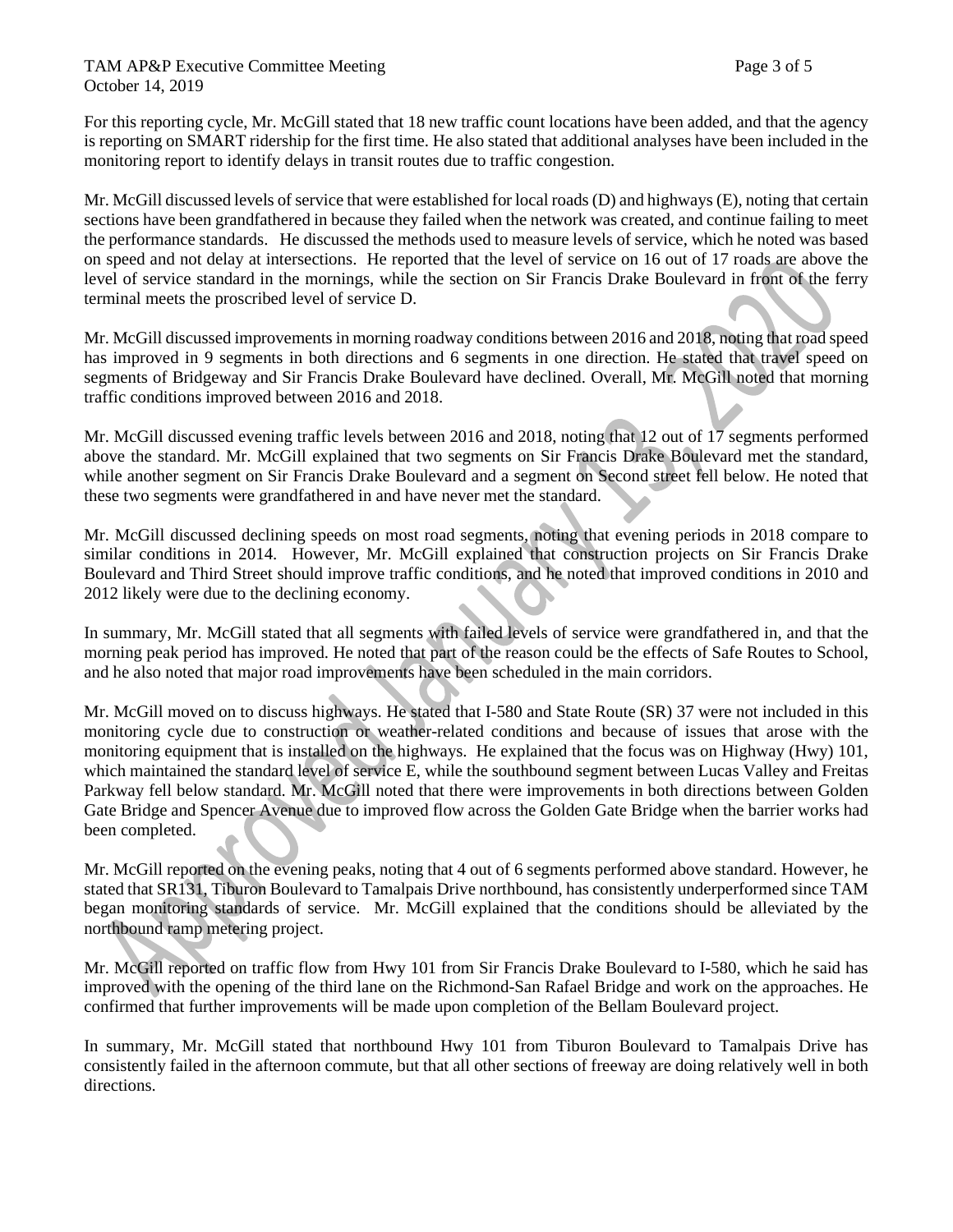For this reporting cycle, Mr. McGill stated that 18 new traffic count locations have been added, and that the agency is reporting on SMART ridership for the first time. He also stated that additional analyses have been included in the monitoring report to identify delays in transit routes due to traffic congestion.

Mr. McGill discussed levels of service that were established for local roads (D) and highways (E), noting that certain sections have been grandfathered in because they failed when the network was created, and continue failing to meet the performance standards. He discussed the methods used to measure levels of service, which he noted was based on speed and not delay at intersections. He reported that the level of service on 16 out of 17 roads are above the level of service standard in the mornings, while the section on Sir Francis Drake Boulevard in front of the ferry terminal meets the proscribed level of service D.

Mr. McGill discussed improvements in morning roadway conditions between 2016 and 2018, noting that road speed has improved in 9 segments in both directions and 6 segments in one direction. He stated that travel speed on segments of Bridgeway and Sir Francis Drake Boulevard have declined. Overall, Mr. McGill noted that morning traffic conditions improved between 2016 and 2018.

Mr. McGill discussed evening traffic levels between 2016 and 2018, noting that 12 out of 17 segments performed above the standard. Mr. McGill explained that two segments on Sir Francis Drake Boulevard met the standard, while another segment on Sir Francis Drake Boulevard and a segment on Second street fell below. He noted that these two segments were grandfathered in and have never met the standard.

Mr. McGill discussed declining speeds on most road segments, noting that evening periods in 2018 compare to similar conditions in 2014. However, Mr. McGill explained that construction projects on Sir Francis Drake Boulevard and Third Street should improve traffic conditions, and he noted that improved conditions in 2010 and 2012 likely were due to the declining economy.

In summary, Mr. McGill stated that all segments with failed levels of service were grandfathered in, and that the morning peak period has improved. He noted that part of the reason could be the effects of Safe Routes to School, and he also noted that major road improvements have been scheduled in the main corridors.

Mr. McGill moved on to discuss highways. He stated that I-580 and State Route (SR) 37 were not included in this monitoring cycle due to construction or weather-related conditions and because of issues that arose with the monitoring equipment that is installed on the highways. He explained that the focus was on Highway (Hwy) 101, which maintained the standard level of service E, while the southbound segment between Lucas Valley and Freitas Parkway fell below standard. Mr. McGill noted that there were improvements in both directions between Golden Gate Bridge and Spencer Avenue due to improved flow across the Golden Gate Bridge when the barrier works had been completed.

Mr. McGill reported on the evening peaks, noting that 4 out of 6 segments performed above standard. However, he stated that SR131, Tiburon Boulevard to Tamalpais Drive northbound, has consistently underperformed since TAM began monitoring standards of service. Mr. McGill explained that the conditions should be alleviated by the northbound ramp metering project.

Mr. McGill reported on traffic flow from Hwy 101 from Sir Francis Drake Boulevard to I-580, which he said has improved with the opening of the third lane on the Richmond-San Rafael Bridge and work on the approaches. He confirmed that further improvements will be made upon completion of the Bellam Boulevard project.

In summary, Mr. McGill stated that northbound Hwy 101 from Tiburon Boulevard to Tamalpais Drive has consistently failed in the afternoon commute, but that all other sections of freeway are doing relatively well in both directions.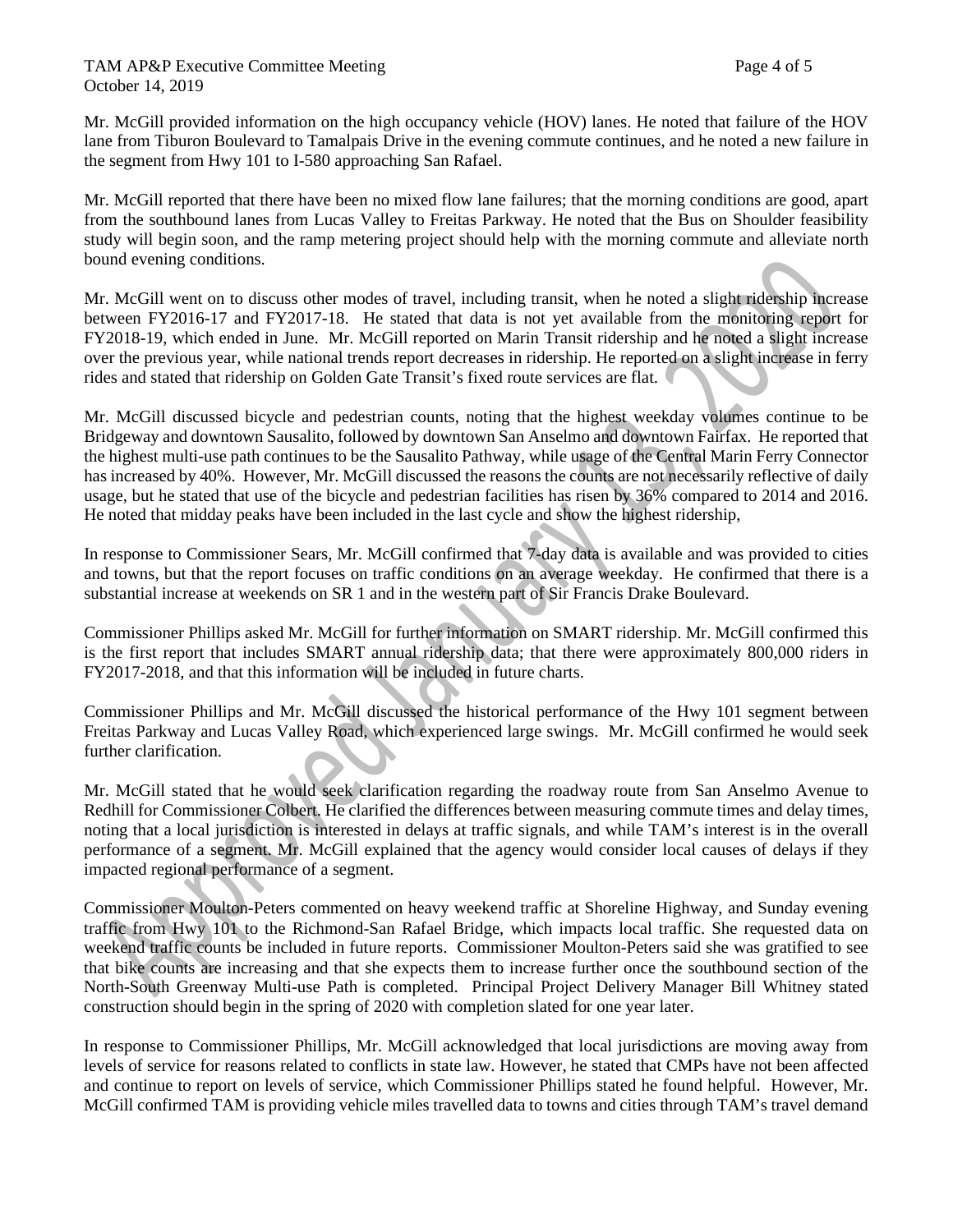Mr. McGill provided information on the high occupancy vehicle (HOV) lanes. He noted that failure of the HOV lane from Tiburon Boulevard to Tamalpais Drive in the evening commute continues, and he noted a new failure in the segment from Hwy 101 to I-580 approaching San Rafael.

Mr. McGill reported that there have been no mixed flow lane failures; that the morning conditions are good, apart from the southbound lanes from Lucas Valley to Freitas Parkway. He noted that the Bus on Shoulder feasibility study will begin soon, and the ramp metering project should help with the morning commute and alleviate north bound evening conditions.

Mr. McGill went on to discuss other modes of travel, including transit, when he noted a slight ridership increase between FY2016-17 and FY2017-18. He stated that data is not yet available from the monitoring report for FY2018-19, which ended in June. Mr. McGill reported on Marin Transit ridership and he noted a slight increase over the previous year, while national trends report decreases in ridership. He reported on a slight increase in ferry rides and stated that ridership on Golden Gate Transit's fixed route services are flat.

Mr. McGill discussed bicycle and pedestrian counts, noting that the highest weekday volumes continue to be Bridgeway and downtown Sausalito, followed by downtown San Anselmo and downtown Fairfax. He reported that the highest multi-use path continues to be the Sausalito Pathway, while usage of the Central Marin Ferry Connector has increased by 40%. However, Mr. McGill discussed the reasons the counts are not necessarily reflective of daily usage, but he stated that use of the bicycle and pedestrian facilities has risen by 36% compared to 2014 and 2016. He noted that midday peaks have been included in the last cycle and show the highest ridership,

In response to Commissioner Sears, Mr. McGill confirmed that 7-day data is available and was provided to cities and towns, but that the report focuses on traffic conditions on an average weekday. He confirmed that there is a substantial increase at weekends on SR 1 and in the western part of Sir Francis Drake Boulevard.

Commissioner Phillips asked Mr. McGill for further information on SMART ridership. Mr. McGill confirmed this is the first report that includes SMART annual ridership data; that there were approximately 800,000 riders in FY2017-2018, and that this information will be included in future charts.

Commissioner Phillips and Mr. McGill discussed the historical performance of the Hwy 101 segment between Freitas Parkway and Lucas Valley Road, which experienced large swings. Mr. McGill confirmed he would seek further clarification.

Mr. McGill stated that he would seek clarification regarding the roadway route from San Anselmo Avenue to Redhill for Commissioner Colbert. He clarified the differences between measuring commute times and delay times, noting that a local jurisdiction is interested in delays at traffic signals, and while TAM's interest is in the overall performance of a segment. Mr. McGill explained that the agency would consider local causes of delays if they impacted regional performance of a segment.

Commissioner Moulton-Peters commented on heavy weekend traffic at Shoreline Highway, and Sunday evening traffic from Hwy 101 to the Richmond-San Rafael Bridge, which impacts local traffic. She requested data on weekend traffic counts be included in future reports. Commissioner Moulton-Peters said she was gratified to see that bike counts are increasing and that she expects them to increase further once the southbound section of the North-South Greenway Multi-use Path is completed. Principal Project Delivery Manager Bill Whitney stated construction should begin in the spring of 2020 with completion slated for one year later.

In response to Commissioner Phillips, Mr. McGill acknowledged that local jurisdictions are moving away from levels of service for reasons related to conflicts in state law. However, he stated that CMPs have not been affected and continue to report on levels of service, which Commissioner Phillips stated he found helpful. However, Mr. McGill confirmed TAM is providing vehicle miles travelled data to towns and cities through TAM's travel demand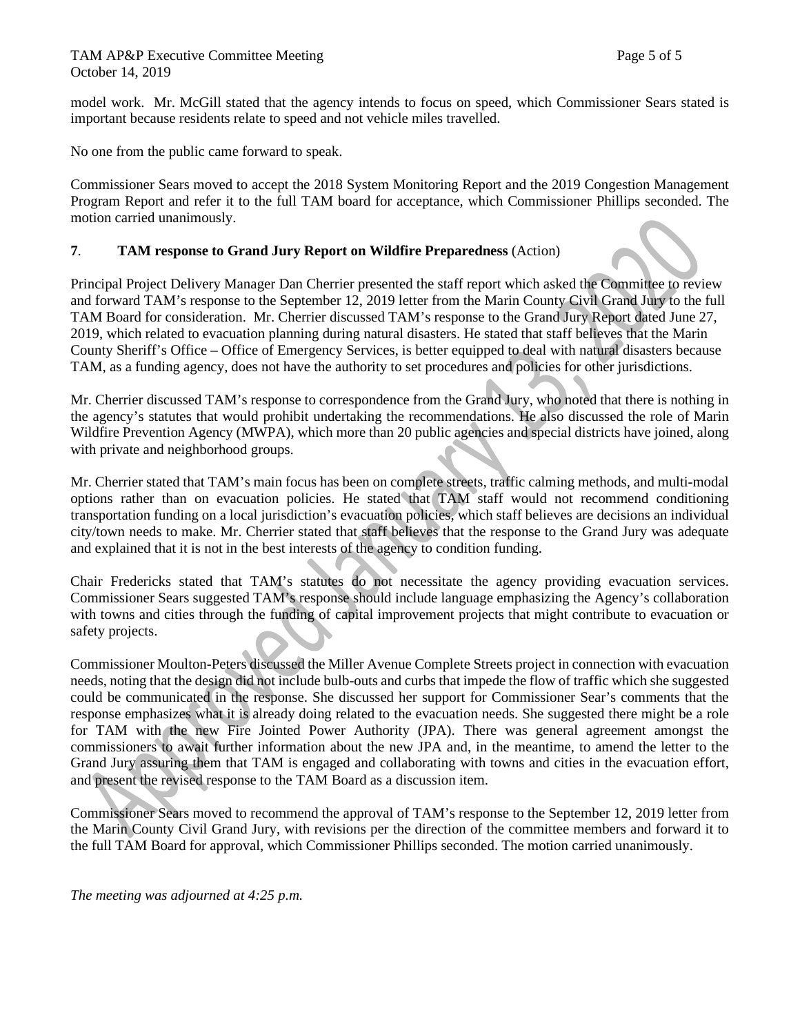model work. Mr. McGill stated that the agency intends to focus on speed, which Commissioner Sears stated is important because residents relate to speed and not vehicle miles travelled.

No one from the public came forward to speak.

Commissioner Sears moved to accept the 2018 System Monitoring Report and the 2019 Congestion Management Program Report and refer it to the full TAM board for acceptance, which Commissioner Phillips seconded. The motion carried unanimously.

**7**. **TAM response to Grand Jury Report on Wildfire Preparedness** (Action)

Principal Project Delivery Manager Dan Cherrier presented the staff report which asked the Committee to review and forward TAM's response to the September 12, 2019 letter from the Marin County Civil Grand Jury to the full TAM Board for consideration. Mr. Cherrier discussed TAM's response to the Grand Jury Report dated June 27, 2019, which related to evacuation planning during natural disasters. He stated that staff believes that the Marin County Sheriff's Office – Office of Emergency Services, is better equipped to deal with natural disasters because TAM, as a funding agency, does not have the authority to set procedures and policies for other jurisdictions.

Mr. Cherrier discussed TAM's response to correspondence from the Grand Jury, who noted that there is nothing in the agency's statutes that would prohibit undertaking the recommendations. He also discussed the role of Marin Wildfire Prevention Agency (MWPA), which more than 20 public agencies and special districts have joined, along with private and neighborhood groups.

Mr. Cherrier stated that TAM's main focus has been on complete streets, traffic calming methods, and multi-modal options rather than on evacuation policies. He stated that TAM staff would not recommend conditioning transportation funding on a local jurisdiction's evacuation policies, which staff believes are decisions an individual city/town needs to make. Mr. Cherrier stated that staff believes that the response to the Grand Jury was adequate and explained that it is not in the best interests of the agency to condition funding.

Chair Fredericks stated that TAM's statutes do not necessitate the agency providing evacuation services. Commissioner Sears suggested TAM's response should include language emphasizing the Agency's collaboration with towns and cities through the funding of capital improvement projects that might contribute to evacuation or safety projects.

Commissioner Moulton-Peters discussed the Miller Avenue Complete Streets project in connection with evacuation needs, noting that the design did not include bulb-outs and curbs that impede the flow of traffic which she suggested could be communicated in the response. She discussed her support for Commissioner Sear's comments that the response emphasizes what it is already doing related to the evacuation needs. She suggested there might be a role for TAM with the new Fire Jointed Power Authority (JPA). There was general agreement amongst the commissioners to await further information about the new JPA and, in the meantime, to amend the letter to the Grand Jury assuring them that TAM is engaged and collaborating with towns and cities in the evacuation effort, and present the revised response to the TAM Board as a discussion item.

Commissioner Sears moved to recommend the approval of TAM's response to the September 12, 2019 letter from the Marin County Civil Grand Jury, with revisions per the direction of the committee members and forward it to the full TAM Board for approval, which Commissioner Phillips seconded. The motion carried unanimously.

*The meeting was adjourned at 4:25 p.m.*

Approved January 13, 2020